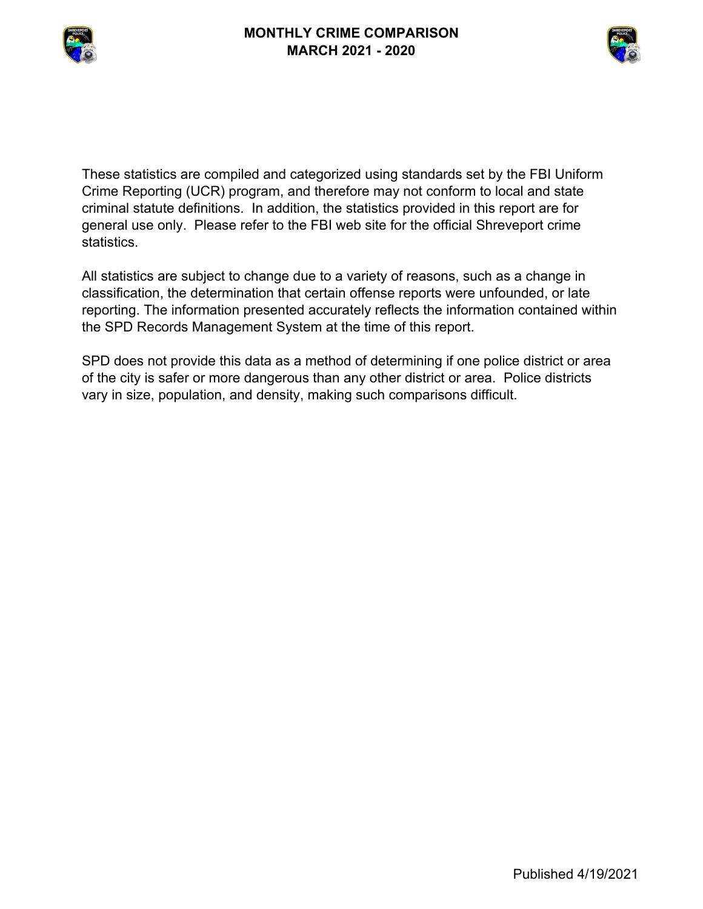# MONTHLY CRIME COMPARISON
## MARCH 2021 - 2020

These statistics are compiled and categorized using standards set by the FBI Uniform Crime Reporting (UCR) program, and therefore may not conform to local and state criminal statute definitions. In addition, the statistics provided in this report are for general use only. Please refer to the FBI web site for the official Shreveport crime statistics.

All statistics are subject to change due to a variety of reasons, such as a change in classification, the determination that certain offense reports were unfounded, or late reporting. The information presented accurately reflects the information contained within the SPD Records Management System at the time of this report.

SPD does not provide this data as a method of determining if one police district or area of the city is safer or more dangerous than any other district or area. Police districts vary in size, population, and density, making such comparisons difficult.

Published 4/19/2021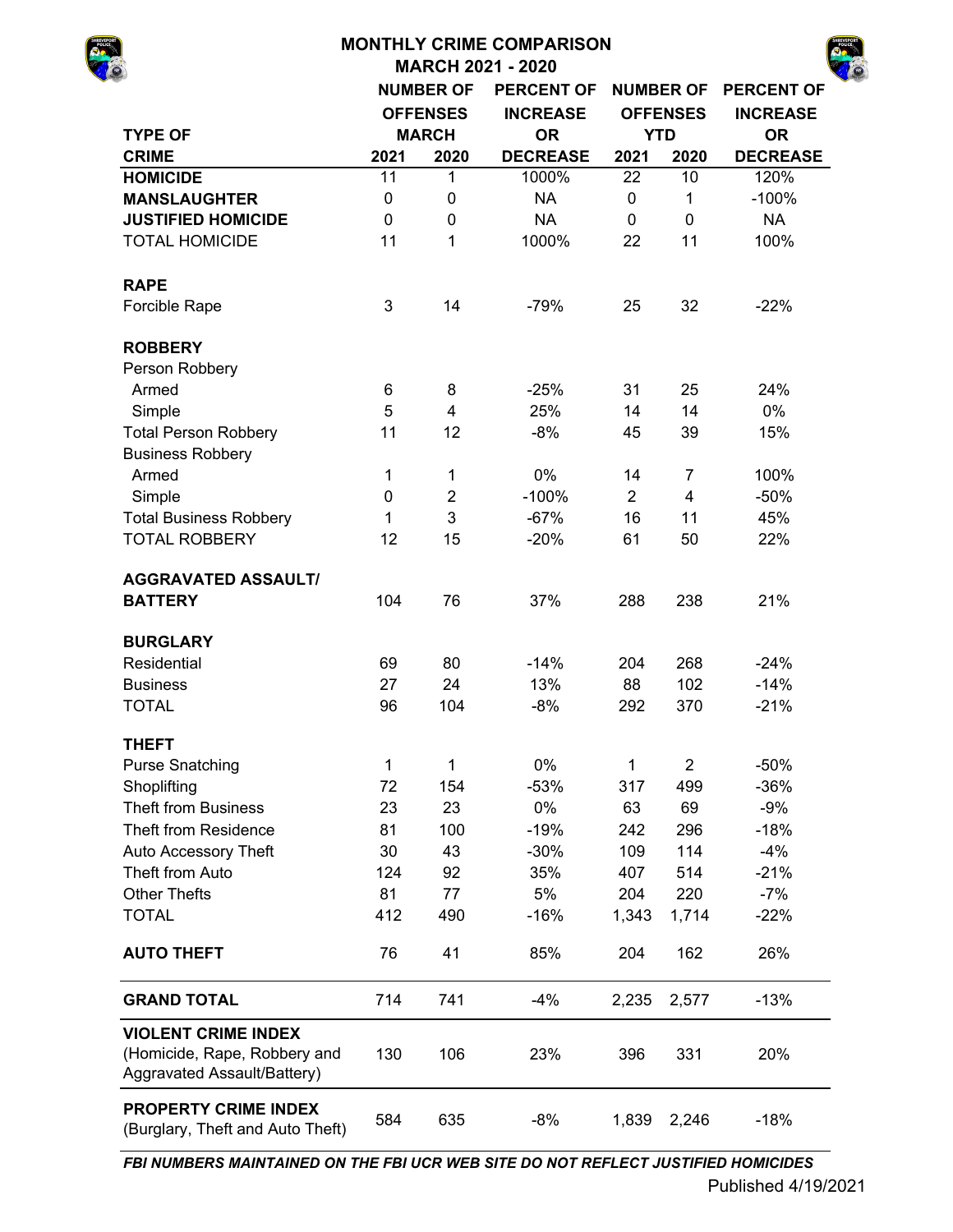# MONTHLY CRIME COMPARISON

## MARCH 2021 - 2020

| TYPE OF CRIME | NUMBER OF OFFENSES MARCH 2021 | NUMBER OF OFFENSES MARCH 2020 | PERCENT OF INCREASE OR DECREASE | NUMBER OF OFFENSES YTD 2021 | NUMBER OF OFFENSES YTD 2020 | PERCENT OF INCREASE OR DECREASE |
|---|---|---|---|---|---|---|
| **HOMICIDE** | 11 | 1 | 1000% | 22 | 10 | 120% |
| **MANSLAUGHTER** | 0 | 0 | NA | 0 | 1 | -100% |
| **JUSTIFIED HOMICIDE** | 0 | 0 | NA | 0 | 0 | NA |
| TOTAL HOMICIDE | 11 | 1 | 1000% | 22 | 11 | 100% |
| **RAPE** | | | | | | |
| Forcible Rape | 3 | 14 | -79% | 25 | 32 | -22% |
| **ROBBERY** | | | | | | |
| Person Robbery | | | | | | |
| Armed | 6 | 8 | -25% | 31 | 25 | 24% |
| Simple | 5 | 4 | 25% | 14 | 14 | 0% |
| Total Person Robbery | 11 | 12 | -8% | 45 | 39 | 15% |
| Business Robbery | | | | | | |
| Armed | 1 | 1 | 0% | 14 | 7 | 100% |
| Simple | 0 | 2 | -100% | 2 | 4 | -50% |
| Total Business Robbery | 1 | 3 | -67% | 16 | 11 | 45% |
| TOTAL ROBBERY | 12 | 15 | -20% | 61 | 50 | 22% |
| **AGGRAVATED ASSAULT/ BATTERY** | 104 | 76 | 37% | 288 | 238 | 21% |
| **BURGLARY** | | | | | | |
| Residential | 69 | 80 | -14% | 204 | 268 | -24% |
| Business | 27 | 24 | 13% | 88 | 102 | -14% |
| TOTAL | 96 | 104 | -8% | 292 | 370 | -21% |
| **THEFT** | | | | | | |
| Purse Snatching | 1 | 1 | 0% | 1 | 2 | -50% |
| Shoplifting | 72 | 154 | -53% | 317 | 499 | -36% |
| Theft from Business | 23 | 23 | 0% | 63 | 69 | -9% |
| Theft from Residence | 81 | 100 | -19% | 242 | 296 | -18% |
| Auto Accessory Theft | 30 | 43 | -30% | 109 | 114 | -4% |
| Theft from Auto | 124 | 92 | 35% | 407 | 514 | -21% |
| Other Thefts | 81 | 77 | 5% | 204 | 220 | -7% |
| TOTAL | 412 | 490 | -16% | 1,343 | 1,714 | -22% |
| **AUTO THEFT** | 76 | 41 | 85% | 204 | 162 | 26% |
| **GRAND TOTAL** | 714 | 741 | -4% | 2,235 | 2,577 | -13% |
| **VIOLENT CRIME INDEX** (Homicide, Rape, Robbery and Aggravated Assault/Battery) | 130 | 106 | 23% | 396 | 331 | 20% |
| **PROPERTY CRIME INDEX** (Burglary, Theft and Auto Theft) | 584 | 635 | -8% | 1,839 | 2,246 | -18% |

***FBI NUMBERS MAINTAINED ON THE FBI UCR WEB SITE DO NOT REFLECT JUSTIFIED HOMICIDES***

Published 4/19/2021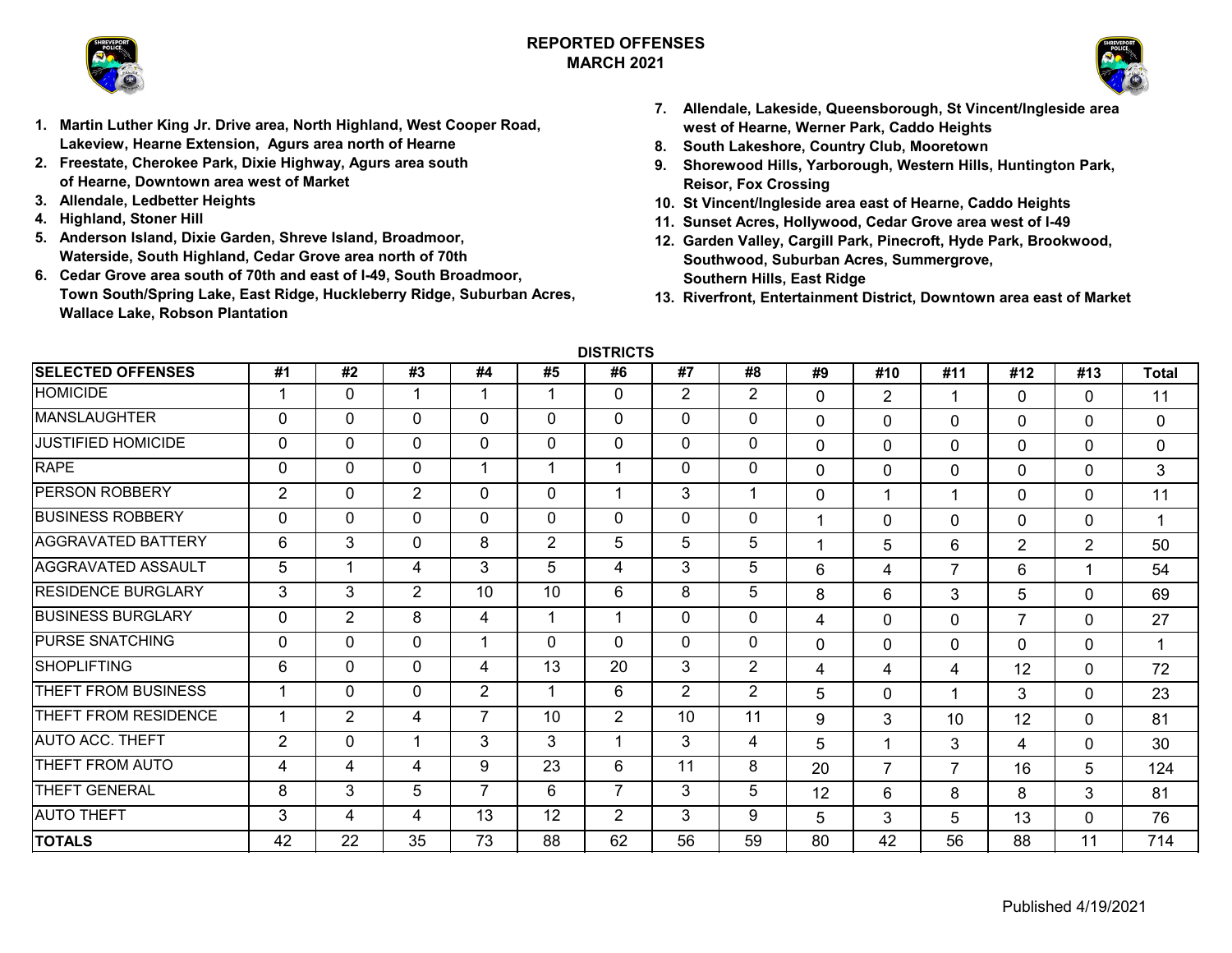# REPORTED OFFENSES
## MARCH 2021

1. **Martin Luther King Jr. Drive area, North Highland, West Cooper Road, Lakeview, Hearne Extension, Agurs area north of Hearne**
2. **Freestate, Cherokee Park, Dixie Highway, Agurs area south of Hearne, Downtown area west of Market**
3. **Allendale, Ledbetter Heights**
4. **Highland, Stoner Hill**
5. **Anderson Island, Dixie Garden, Shreve Island, Broadmoor, Waterside, South Highland, Cedar Grove area north of 70th**
6. **Cedar Grove area south of 70th and east of I-49, South Broadmoor, Town South/Spring Lake, East Ridge, Huckleberry Ridge, Suburban Acres, Wallace Lake, Robson Plantation**
7. **Allendale, Lakeside, Queensborough, St Vincent/Ingleside area west of Hearne, Werner Park, Caddo Heights**
8. **South Lakeshore, Country Club, Mooretown**
9. **Shorewood Hills, Yarborough, Western Hills, Huntington Park, Reisor, Fox Crossing**
10. **St Vincent/Ingleside area east of Hearne, Caddo Heights**
11. **Sunset Acres, Hollywood, Cedar Grove area west of I-49**
12. **Garden Valley, Cargill Park, Pinecroft, Hyde Park, Brookwood, Southwood, Suburban Acres, Summergrove, Southern Hills, East Ridge**
13. **Riverfront, Entertainment District, Downtown area east of Market**

**DISTRICTS**

| SELECTED OFFENSES | #1 | #2 | #3 | #4 | #5 | #6 | #7 | #8 | #9 | #10 | #11 | #12 | #13 | Total |
|---|---|---|---|---|---|---|---|---|---|---|---|---|---|---|
| HOMICIDE | 1 | 0 | 1 | 1 | 1 | 0 | 2 | 2 | 0 | 2 | 1 | 0 | 0 | 11 |
| MANSLAUGHTER | 0 | 0 | 0 | 0 | 0 | 0 | 0 | 0 | 0 | 0 | 0 | 0 | 0 | 0 |
| JUSTIFIED HOMICIDE | 0 | 0 | 0 | 0 | 0 | 0 | 0 | 0 | 0 | 0 | 0 | 0 | 0 | 0 |
| RAPE | 0 | 0 | 0 | 1 | 1 | 1 | 0 | 0 | 0 | 0 | 0 | 0 | 0 | 3 |
| PERSON ROBBERY | 2 | 0 | 2 | 0 | 0 | 1 | 3 | 1 | 0 | 1 | 1 | 0 | 0 | 11 |
| BUSINESS ROBBERY | 0 | 0 | 0 | 0 | 0 | 0 | 0 | 0 | 1 | 0 | 0 | 0 | 0 | 1 |
| AGGRAVATED BATTERY | 6 | 3 | 0 | 8 | 2 | 5 | 5 | 5 | 1 | 5 | 6 | 2 | 2 | 50 |
| AGGRAVATED ASSAULT | 5 | 1 | 4 | 3 | 5 | 4 | 3 | 5 | 6 | 4 | 7 | 6 | 1 | 54 |
| RESIDENCE BURGLARY | 3 | 3 | 2 | 10 | 10 | 6 | 8 | 5 | 8 | 6 | 3 | 5 | 0 | 69 |
| BUSINESS BURGLARY | 0 | 2 | 8 | 4 | 1 | 1 | 0 | 0 | 4 | 0 | 0 | 7 | 0 | 27 |
| PURSE SNATCHING | 0 | 0 | 0 | 1 | 0 | 0 | 0 | 0 | 0 | 0 | 0 | 0 | 0 | 1 |
| SHOPLIFTING | 6 | 0 | 0 | 4 | 13 | 20 | 3 | 2 | 4 | 4 | 4 | 12 | 0 | 72 |
| THEFT FROM BUSINESS | 1 | 0 | 0 | 2 | 1 | 6 | 2 | 2 | 5 | 0 | 1 | 3 | 0 | 23 |
| THEFT FROM RESIDENCE | 1 | 2 | 4 | 7 | 10 | 2 | 10 | 11 | 9 | 3 | 10 | 12 | 0 | 81 |
| AUTO ACC. THEFT | 2 | 0 | 1 | 3 | 3 | 1 | 3 | 4 | 5 | 1 | 3 | 4 | 0 | 30 |
| THEFT FROM AUTO | 4 | 4 | 4 | 9 | 23 | 6 | 11 | 8 | 20 | 7 | 7 | 16 | 5 | 124 |
| THEFT GENERAL | 8 | 3 | 5 | 7 | 6 | 7 | 3 | 5 | 12 | 6 | 8 | 8 | 3 | 81 |
| AUTO THEFT | 3 | 4 | 4 | 13 | 12 | 2 | 3 | 9 | 5 | 3 | 5 | 13 | 0 | 76 |
| **TOTALS** | 42 | 22 | 35 | 73 | 88 | 62 | 56 | 59 | 80 | 42 | 56 | 88 | 11 | 714 |

Published 4/19/2021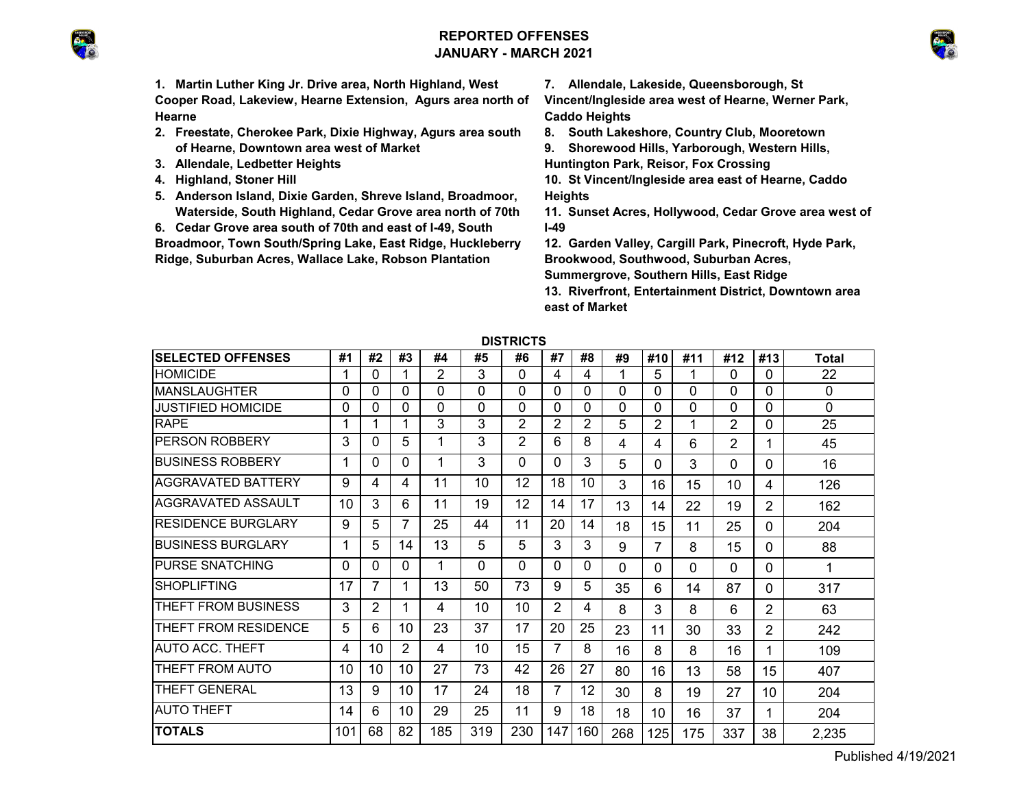# REPORTED OFFENSES
## JANUARY - MARCH 2021

1. **Martin Luther King Jr. Drive area, North Highland, West Cooper Road, Lakeview, Hearne Extension, Agurs area north of Hearne**
2. **Freestate, Cherokee Park, Dixie Highway, Agurs area south of Hearne, Downtown area west of Market**
3. **Allendale, Ledbetter Heights**
4. **Highland, Stoner Hill**
5. **Anderson Island, Dixie Garden, Shreve Island, Broadmoor, Waterside, South Highland, Cedar Grove area north of 70th**
6. **Cedar Grove area south of 70th and east of I-49, South Broadmoor, Town South/Spring Lake, East Ridge, Huckleberry Ridge, Suburban Acres, Wallace Lake, Robson Plantation**
7. **Allendale, Lakeside, Queensborough, St Vincent/Ingleside area west of Hearne, Werner Park, Caddo Heights**
8. **South Lakeshore, Country Club, Mooretown**
9. **Shorewood Hills, Yarborough, Western Hills, Huntington Park, Reisor, Fox Crossing**
10. **St Vincent/Ingleside area east of Hearne, Caddo Heights**
11. **Sunset Acres, Hollywood, Cedar Grove area west of I-49**
12. **Garden Valley, Cargill Park, Pinecroft, Hyde Park, Brookwood, Southwood, Suburban Acres, Summergrove, Southern Hills, East Ridge**
13. **Riverfront, Entertainment District, Downtown area east of Market**

**DISTRICTS**

| SELECTED OFFENSES | #1 | #2 | #3 | #4 | #5 | #6 | #7 | #8 | #9 | #10 | #11 | #12 | #13 | Total |
|---|---|---|---|---|---|---|---|---|---|---|---|---|---|---|
| HOMICIDE | 1 | 0 | 1 | 2 | 3 | 0 | 4 | 4 | 1 | 5 | 1 | 0 | 0 | 22 |
| MANSLAUGHTER | 0 | 0 | 0 | 0 | 0 | 0 | 0 | 0 | 0 | 0 | 0 | 0 | 0 | 0 |
| JUSTIFIED HOMICIDE | 0 | 0 | 0 | 0 | 0 | 0 | 0 | 0 | 0 | 0 | 0 | 0 | 0 | 0 |
| RAPE | 1 | 1 | 1 | 3 | 3 | 2 | 2 | 2 | 5 | 2 | 1 | 2 | 0 | 25 |
| PERSON ROBBERY | 3 | 0 | 5 | 1 | 3 | 2 | 6 | 8 | 4 | 4 | 6 | 2 | 1 | 45 |
| BUSINESS ROBBERY | 1 | 0 | 0 | 1 | 3 | 0 | 0 | 3 | 5 | 0 | 3 | 0 | 0 | 16 |
| AGGRAVATED BATTERY | 9 | 4 | 4 | 11 | 10 | 12 | 18 | 10 | 3 | 16 | 15 | 10 | 4 | 126 |
| AGGRAVATED ASSAULT | 10 | 3 | 6 | 11 | 19 | 12 | 14 | 17 | 13 | 14 | 22 | 19 | 2 | 162 |
| RESIDENCE BURGLARY | 9 | 5 | 7 | 25 | 44 | 11 | 20 | 14 | 18 | 15 | 11 | 25 | 0 | 204 |
| BUSINESS BURGLARY | 1 | 5 | 14 | 13 | 5 | 5 | 3 | 3 | 9 | 7 | 8 | 15 | 0 | 88 |
| PURSE SNATCHING | 0 | 0 | 0 | 1 | 0 | 0 | 0 | 0 | 0 | 0 | 0 | 0 | 0 | 1 |
| SHOPLIFTING | 17 | 7 | 1 | 13 | 50 | 73 | 9 | 5 | 35 | 6 | 14 | 87 | 0 | 317 |
| THEFT FROM BUSINESS | 3 | 2 | 1 | 4 | 10 | 10 | 2 | 4 | 8 | 3 | 8 | 6 | 2 | 63 |
| THEFT FROM RESIDENCE | 5 | 6 | 10 | 23 | 37 | 17 | 20 | 25 | 23 | 11 | 30 | 33 | 2 | 242 |
| AUTO ACC. THEFT | 4 | 10 | 2 | 4 | 10 | 15 | 7 | 8 | 16 | 8 | 8 | 16 | 1 | 109 |
| THEFT FROM AUTO | 10 | 10 | 10 | 27 | 73 | 42 | 26 | 27 | 80 | 16 | 13 | 58 | 15 | 407 |
| THEFT GENERAL | 13 | 9 | 10 | 17 | 24 | 18 | 7 | 12 | 30 | 8 | 19 | 27 | 10 | 204 |
| AUTO THEFT | 14 | 6 | 10 | 29 | 25 | 11 | 9 | 18 | 18 | 10 | 16 | 37 | 1 | 204 |
| **TOTALS** | 101 | 68 | 82 | 185 | 319 | 230 | 147 | 160 | 268 | 125 | 175 | 337 | 38 | 2,235 |

Published 4/19/2021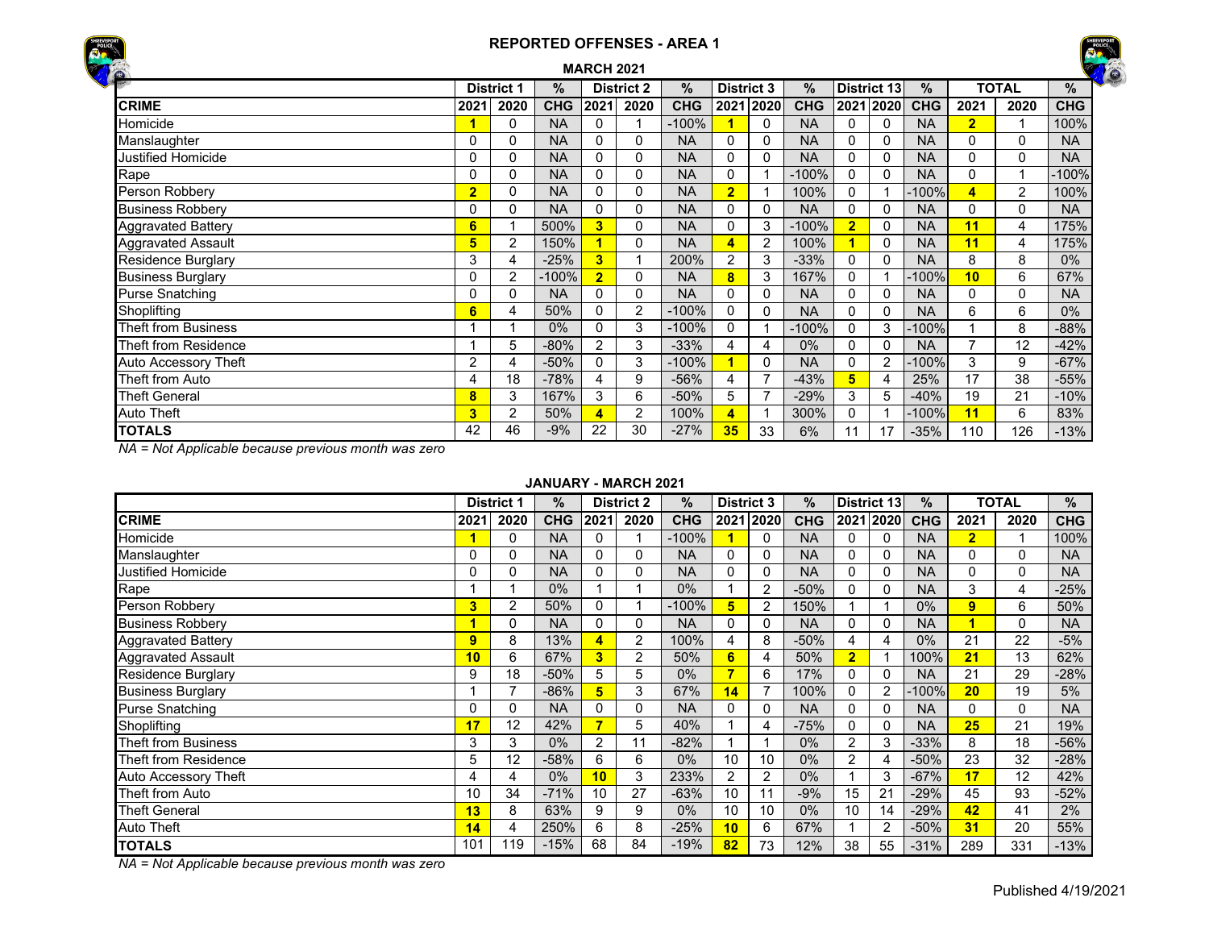# REPORTED OFFENSES - AREA 1

## MARCH 2021

| | District 1 | | % | District 2 | | % | District 3 | | % | District 13 | | % | TOTAL | | % |
|---|---|---|---|---|---|---|---|---|---|---|---|---|---|---|---|
| **CRIME** | **2021** | **2020** | **CHG** | **2021** | **2020** | **CHG** | **2021** | **2020** | **CHG** | **2021** | **2020** | **CHG** | **2021** | **2020** | **CHG** |
| Homicide | **1** | 0 | NA | 0 | 1 | -100% | **1** | 0 | NA | 0 | 0 | NA | **2** | 1 | 100% |
| Manslaughter | 0 | 0 | NA | 0 | 0 | NA | 0 | 0 | NA | 0 | 0 | NA | 0 | 0 | NA |
| Justified Homicide | 0 | 0 | NA | 0 | 0 | NA | 0 | 0 | NA | 0 | 0 | NA | 0 | 0 | NA |
| Rape | 0 | 0 | NA | 0 | 0 | NA | 0 | 1 | -100% | 0 | 0 | NA | 0 | 1 | -100% |
| Person Robbery | **2** | 0 | NA | 0 | 0 | NA | **2** | 1 | 100% | 0 | 1 | -100% | **4** | 2 | 100% |
| Business Robbery | 0 | 0 | NA | 0 | 0 | NA | 0 | 0 | NA | 0 | 0 | NA | 0 | 0 | NA |
| Aggravated Battery | **6** | 1 | 500% | **3** | 0 | NA | 0 | 3 | -100% | **2** | 0 | NA | **11** | 4 | 175% |
| Aggravated Assault | **5** | 2 | 150% | **1** | 0 | NA | **4** | 2 | 100% | **1** | 0 | NA | **11** | 4 | 175% |
| Residence Burglary | 3 | 4 | -25% | **3** | 1 | 200% | 2 | 3 | -33% | 0 | 0 | NA | 8 | 8 | 0% |
| Business Burglary | 0 | 2 | -100% | **2** | 0 | NA | **8** | 3 | 167% | 0 | 1 | -100% | **10** | 6 | 67% |
| Purse Snatching | 0 | 0 | NA | 0 | 0 | NA | 0 | 0 | NA | 0 | 0 | NA | 0 | 0 | NA |
| Shoplifting | **6** | 4 | 50% | 0 | 2 | -100% | 0 | 0 | NA | 0 | 0 | NA | 6 | 6 | 0% |
| Theft from Business | 1 | 1 | 0% | 0 | 3 | -100% | 0 | 1 | -100% | 0 | 3 | -100% | 1 | 8 | -88% |
| Theft from Residence | 1 | 5 | -80% | 2 | 3 | -33% | 4 | 4 | 0% | 0 | 0 | NA | 7 | 12 | -42% |
| Auto Accessory Theft | 2 | 4 | -50% | 0 | 3 | -100% | **1** | 0 | NA | 0 | 2 | -100% | 3 | 9 | -67% |
| Theft from Auto | 4 | 18 | -78% | 4 | 9 | -56% | 4 | 7 | -43% | **5** | 4 | 25% | 17 | 38 | -55% |
| Theft General | **8** | 3 | 167% | 3 | 6 | -50% | 5 | 7 | -29% | 3 | 5 | -40% | 19 | 21 | -10% |
| Auto Theft | **3** | 2 | 50% | **4** | 2 | 100% | **4** | 1 | 300% | 0 | 1 | -100% | **11** | 6 | 83% |
| **TOTALS** | 42 | 46 | -9% | 22 | 30 | -27% | **35** | 33 | 6% | 11 | 17 | -35% | 110 | 126 | -13% |

*NA = Not Applicable because previous month was zero*

## JANUARY - MARCH 2021

| | District 1 | | % | District 2 | | % | District 3 | | % | District 13 | | % | TOTAL | | % |
|---|---|---|---|---|---|---|---|---|---|---|---|---|---|---|---|
| **CRIME** | **2021** | **2020** | **CHG** | **2021** | **2020** | **CHG** | **2021** | **2020** | **CHG** | **2021** | **2020** | **CHG** | **2021** | **2020** | **CHG** |
| Homicide | **1** | 0 | NA | 0 | 1 | -100% | **1** | 0 | NA | 0 | 0 | NA | **2** | 1 | 100% |
| Manslaughter | 0 | 0 | NA | 0 | 0 | NA | 0 | 0 | NA | 0 | 0 | NA | 0 | 0 | NA |
| Justified Homicide | 0 | 0 | NA | 0 | 0 | NA | 0 | 0 | NA | 0 | 0 | NA | 0 | 0 | NA |
| Rape | 1 | 1 | 0% | 1 | 1 | 0% | 1 | 2 | -50% | 0 | 0 | NA | 3 | 4 | -25% |
| Person Robbery | **3** | 2 | 50% | 0 | 1 | -100% | **5** | 2 | 150% | 1 | 1 | 0% | **9** | 6 | 50% |
| Business Robbery | **1** | 0 | NA | 0 | 0 | NA | 0 | 0 | NA | 0 | 0 | NA | **1** | 0 | NA |
| Aggravated Battery | **9** | 8 | 13% | **4** | 2 | 100% | 4 | 8 | -50% | 4 | 4 | 0% | 21 | 22 | -5% |
| Aggravated Assault | **10** | 6 | 67% | **3** | 2 | 50% | **6** | 4 | 50% | **2** | 1 | 100% | **21** | 13 | 62% |
| Residence Burglary | 9 | 18 | -50% | 5 | 5 | 0% | **7** | 6 | 17% | 0 | 0 | NA | 21 | 29 | -28% |
| Business Burglary | 1 | 7 | -86% | **5** | 3 | 67% | **14** | 7 | 100% | 0 | 2 | -100% | **20** | 19 | 5% |
| Purse Snatching | 0 | 0 | NA | 0 | 0 | NA | 0 | 0 | NA | 0 | 0 | NA | 0 | 0 | NA |
| Shoplifting | **17** | 12 | 42% | **7** | 5 | 40% | 1 | 4 | -75% | 0 | 0 | NA | **25** | 21 | 19% |
| Theft from Business | 3 | 3 | 0% | 2 | 11 | -82% | 1 | 1 | 0% | 2 | 3 | -33% | 8 | 18 | -56% |
| Theft from Residence | 5 | 12 | -58% | 6 | 6 | 0% | 10 | 10 | 0% | 2 | 4 | -50% | 23 | 32 | -28% |
| Auto Accessory Theft | 4 | 4 | 0% | **10** | 3 | 233% | 2 | 2 | 0% | 1 | 3 | -67% | **17** | 12 | 42% |
| Theft from Auto | 10 | 34 | -71% | 10 | 27 | -63% | 10 | 11 | -9% | 15 | 21 | -29% | 45 | 93 | -52% |
| Theft General | **13** | 8 | 63% | 9 | 9 | 0% | 10 | 10 | 0% | 10 | 14 | -29% | **42** | 41 | 2% |
| Auto Theft | **14** | 4 | 250% | 6 | 8 | -25% | **10** | 6 | 67% | 1 | 2 | -50% | **31** | 20 | 55% |
| **TOTALS** | 101 | 119 | -15% | 68 | 84 | -19% | **82** | 73 | 12% | 38 | 55 | -31% | 289 | 331 | -13% |

*NA = Not Applicable because previous month was zero*

Published 4/19/2021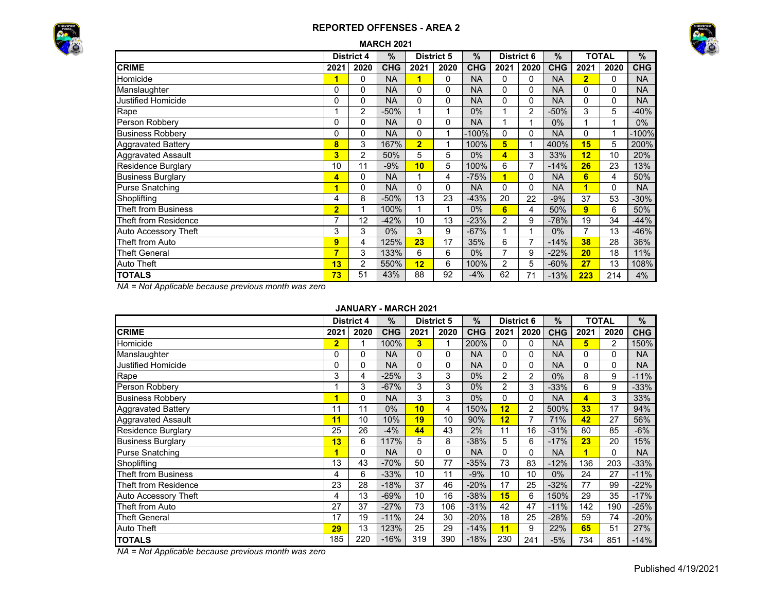# REPORTED OFFENSES - AREA 2

## MARCH 2021

| CRIME | District 4 | | % | District 5 | | % | District 6 | | % | TOTAL | | % |
|---|---|---|---|---|---|---|---|---|---|---|---|---|
| | 2021 | 2020 | CHG | 2021 | 2020 | CHG | 2021 | 2020 | CHG | 2021 | 2020 | CHG |
| Homicide | 1 | 0 | NA | 1 | 0 | NA | 0 | 0 | NA | 2 | 0 | NA |
| Manslaughter | 0 | 0 | NA | 0 | 0 | NA | 0 | 0 | NA | 0 | 0 | NA |
| Justified Homicide | 0 | 0 | NA | 0 | 0 | NA | 0 | 0 | NA | 0 | 0 | NA |
| Rape | 1 | 2 | -50% | 1 | 1 | 0% | 1 | 2 | -50% | 3 | 5 | -40% |
| Person Robbery | 0 | 0 | NA | 0 | 0 | NA | 1 | 1 | 0% | 1 | 1 | 0% |
| Business Robbery | 0 | 0 | NA | 0 | 1 | -100% | 0 | 0 | NA | 0 | 1 | -100% |
| Aggravated Battery | 8 | 3 | 167% | 2 | 1 | 100% | 5 | 1 | 400% | 15 | 5 | 200% |
| Aggravated Assault | 3 | 2 | 50% | 5 | 5 | 0% | 4 | 3 | 33% | 12 | 10 | 20% |
| Residence Burglary | 10 | 11 | -9% | 10 | 5 | 100% | 6 | 7 | -14% | 26 | 23 | 13% |
| Business Burglary | 4 | 0 | NA | 1 | 4 | -75% | 1 | 0 | NA | 6 | 4 | 50% |
| Purse Snatching | 1 | 0 | NA | 0 | 0 | NA | 0 | 0 | NA | 1 | 0 | NA |
| Shoplifting | 4 | 8 | -50% | 13 | 23 | -43% | 20 | 22 | -9% | 37 | 53 | -30% |
| Theft from Business | 2 | 1 | 100% | 1 | 1 | 0% | 6 | 4 | 50% | 9 | 6 | 50% |
| Theft from Residence | 7 | 12 | -42% | 10 | 13 | -23% | 2 | 9 | -78% | 19 | 34 | -44% |
| Auto Accessory Theft | 3 | 3 | 0% | 3 | 9 | -67% | 1 | 1 | 0% | 7 | 13 | -46% |
| Theft from Auto | 9 | 4 | 125% | 23 | 17 | 35% | 6 | 7 | -14% | 38 | 28 | 36% |
| Theft General | 7 | 3 | 133% | 6 | 6 | 0% | 7 | 9 | -22% | 20 | 18 | 11% |
| Auto Theft | 13 | 2 | 550% | 12 | 6 | 100% | 2 | 5 | -60% | 27 | 13 | 108% |
| **TOTALS** | 73 | 51 | 43% | 88 | 92 | -4% | 62 | 71 | -13% | 223 | 214 | 4% |

*NA = Not Applicable because previous month was zero*

## JANUARY - MARCH 2021

| CRIME | District 4 | | % | District 5 | | % | District 6 | | % | TOTAL | | % |
|---|---|---|---|---|---|---|---|---|---|---|---|---|
| | 2021 | 2020 | CHG | 2021 | 2020 | CHG | 2021 | 2020 | CHG | 2021 | 2020 | CHG |
| Homicide | 2 | 1 | 100% | 3 | 1 | 200% | 0 | 0 | NA | 5 | 2 | 150% |
| Manslaughter | 0 | 0 | NA | 0 | 0 | NA | 0 | 0 | NA | 0 | 0 | NA |
| Justified Homicide | 0 | 0 | NA | 0 | 0 | NA | 0 | 0 | NA | 0 | 0 | NA |
| Rape | 3 | 4 | -25% | 3 | 3 | 0% | 2 | 2 | 0% | 8 | 9 | -11% |
| Person Robbery | 1 | 3 | -67% | 3 | 3 | 0% | 2 | 3 | -33% | 6 | 9 | -33% |
| Business Robbery | 1 | 0 | NA | 3 | 3 | 0% | 0 | 0 | NA | 4 | 3 | 33% |
| Aggravated Battery | 11 | 11 | 0% | 10 | 4 | 150% | 12 | 2 | 500% | 33 | 17 | 94% |
| Aggravated Assault | 11 | 10 | 10% | 19 | 10 | 90% | 12 | 7 | 71% | 42 | 27 | 56% |
| Residence Burglary | 25 | 26 | -4% | 44 | 43 | 2% | 11 | 16 | -31% | 80 | 85 | -6% |
| Business Burglary | 13 | 6 | 117% | 5 | 8 | -38% | 5 | 6 | -17% | 23 | 20 | 15% |
| Purse Snatching | 1 | 0 | NA | 0 | 0 | NA | 0 | 0 | NA | 1 | 0 | NA |
| Shoplifting | 13 | 43 | -70% | 50 | 77 | -35% | 73 | 83 | -12% | 136 | 203 | -33% |
| Theft from Business | 4 | 6 | -33% | 10 | 11 | -9% | 10 | 10 | 0% | 24 | 27 | -11% |
| Theft from Residence | 23 | 28 | -18% | 37 | 46 | -20% | 17 | 25 | -32% | 77 | 99 | -22% |
| Auto Accessory Theft | 4 | 13 | -69% | 10 | 16 | -38% | 15 | 6 | 150% | 29 | 35 | -17% |
| Theft from Auto | 27 | 37 | -27% | 73 | 106 | -31% | 42 | 47 | -11% | 142 | 190 | -25% |
| Theft General | 17 | 19 | -11% | 24 | 30 | -20% | 18 | 25 | -28% | 59 | 74 | -20% |
| Auto Theft | 29 | 13 | 123% | 25 | 29 | -14% | 11 | 9 | 22% | 65 | 51 | 27% |
| **TOTALS** | 185 | 220 | -16% | 319 | 390 | -18% | 230 | 241 | -5% | 734 | 851 | -14% |

*NA = Not Applicable because previous month was zero*

Published 4/19/2021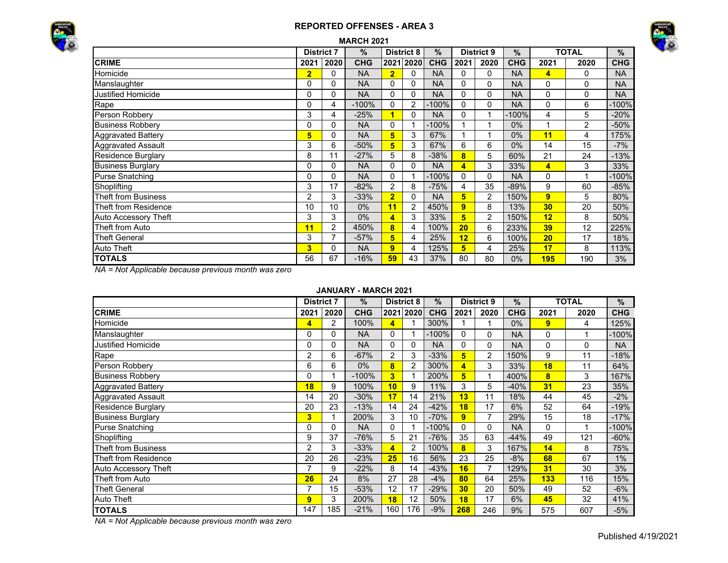## REPORTED OFFENSES - AREA 3

### MARCH 2021

| | District 7 | | % | District 8 | | % | District 9 | | % | TOTAL | | % |
|---|---|---|---|---|---|---|---|---|---|---|---|---|
| **CRIME** | **2021** | **2020** | **CHG** | **2021** | **2020** | **CHG** | **2021** | **2020** | **CHG** | **2021** | **2020** | **CHG** |
| Homicide | **2** | 0 | NA | **2** | 0 | NA | 0 | 0 | NA | **4** | 0 | NA |
| Manslaughter | 0 | 0 | NA | 0 | 0 | NA | 0 | 0 | NA | 0 | 0 | NA |
| Justified Homicide | 0 | 0 | NA | 0 | 0 | NA | 0 | 0 | NA | 0 | 0 | NA |
| Rape | 0 | 4 | -100% | 0 | 2 | -100% | 0 | 0 | NA | 0 | 6 | -100% |
| Person Robbery | 3 | 4 | -25% | **1** | 0 | NA | 0 | 1 | -100% | 4 | 5 | -20% |
| Business Robbery | 0 | 0 | NA | 0 | 1 | -100% | 1 | 1 | 0% | 1 | 2 | -50% |
| Aggravated Battery | **5** | 0 | NA | **5** | 3 | 67% | 1 | 1 | 0% | **11** | 4 | 175% |
| Aggravated Assault | 3 | 6 | -50% | **5** | 3 | 67% | 6 | 6 | 0% | 14 | 15 | -7% |
| Residence Burglary | 8 | 11 | -27% | 5 | 8 | -38% | **8** | 5 | 60% | 21 | 24 | -13% |
| Business Burglary | 0 | 0 | NA | 0 | 0 | NA | **4** | 3 | 33% | **4** | 3 | 33% |
| Purse Snatching | 0 | 0 | NA | 0 | 1 | -100% | 0 | 0 | NA | 0 | 1 | -100% |
| Shoplifting | 3 | 17 | -82% | 2 | 8 | -75% | 4 | 35 | -89% | 9 | 60 | -85% |
| Theft from Business | 2 | 3 | -33% | **2** | 0 | NA | **5** | 2 | 150% | **9** | 5 | 80% |
| Theft from Residence | 10 | 10 | 0% | **11** | 2 | 450% | **9** | 8 | 13% | **30** | 20 | 50% |
| Auto Accessory Theft | 3 | 3 | 0% | **4** | 3 | 33% | **5** | 2 | 150% | **12** | 8 | 50% |
| Theft from Auto | **11** | 2 | 450% | **8** | 4 | 100% | **20** | 6 | 233% | **39** | 12 | 225% |
| Theft General | 3 | 7 | -57% | **5** | 4 | 25% | **12** | 6 | 100% | **20** | 17 | 18% |
| Auto Theft | **3** | 0 | NA | **9** | 4 | 125% | **5** | 4 | 25% | **17** | 8 | 113% |
| **TOTALS** | 56 | 67 | -16% | **59** | 43 | 37% | 80 | 80 | 0% | **195** | 190 | 3% |

*NA = Not Applicable because previous month was zero*

### JANUARY - MARCH 2021

| | District 7 | | % | District 8 | | % | District 9 | | % | TOTAL | | % |
|---|---|---|---|---|---|---|---|---|---|---|---|---|
| **CRIME** | **2021** | **2020** | **CHG** | **2021** | **2020** | **CHG** | **2021** | **2020** | **CHG** | **2021** | **2020** | **CHG** |
| Homicide | **4** | 2 | 100% | **4** | 1 | 300% | 1 | 1 | 0% | **9** | 4 | 125% |
| Manslaughter | 0 | 0 | NA | 0 | 1 | -100% | 0 | 0 | NA | 0 | 1 | -100% |
| Justified Homicide | 0 | 0 | NA | 0 | 0 | NA | 0 | 0 | NA | 0 | 0 | NA |
| Rape | 2 | 6 | -67% | 2 | 3 | -33% | **5** | 2 | 150% | 9 | 11 | -18% |
| Person Robbery | 6 | 6 | 0% | **8** | 2 | 300% | **4** | 3 | 33% | **18** | 11 | 64% |
| Business Robbery | 0 | 1 | -100% | **3** | 1 | 200% | **5** | 1 | 400% | **8** | 3 | 167% |
| Aggravated Battery | **18** | 9 | 100% | **10** | 9 | 11% | 3 | 5 | -40% | **31** | 23 | 35% |
| Aggravated Assault | 14 | 20 | -30% | **17** | 14 | 21% | **13** | 11 | 18% | 44 | 45 | -2% |
| Residence Burglary | 20 | 23 | -13% | 14 | 24 | -42% | **18** | 17 | 6% | 52 | 64 | -19% |
| Business Burglary | **3** | 1 | 200% | 3 | 10 | -70% | **9** | 7 | 29% | 15 | 18 | -17% |
| Purse Snatching | 0 | 0 | NA | 0 | 1 | -100% | 0 | 0 | NA | 0 | 1 | -100% |
| Shoplifting | 9 | 37 | -76% | 5 | 21 | -76% | 35 | 63 | -44% | 49 | 121 | -60% |
| Theft from Business | 2 | 3 | -33% | **4** | 2 | 100% | **8** | 3 | 167% | **14** | 8 | 75% |
| Theft from Residence | 20 | 26 | -23% | **25** | 16 | 56% | 23 | 25 | -8% | **68** | 67 | 1% |
| Auto Accessory Theft | 7 | 9 | -22% | 8 | 14 | -43% | **16** | 7 | 129% | **31** | 30 | 3% |
| Theft from Auto | **26** | 24 | 8% | 27 | 28 | -4% | **80** | 64 | 25% | **133** | 116 | 15% |
| Theft General | 7 | 15 | -53% | 12 | 17 | -29% | **30** | 20 | 50% | 49 | 52 | -6% |
| Auto Theft | **9** | 3 | 200% | **18** | 12 | 50% | **18** | 17 | 6% | **45** | 32 | 41% |
| **TOTALS** | 147 | 185 | -21% | 160 | 176 | -9% | **268** | 246 | 9% | 575 | 607 | -5% |

*NA = Not Applicable because previous month was zero*

Published 4/19/2021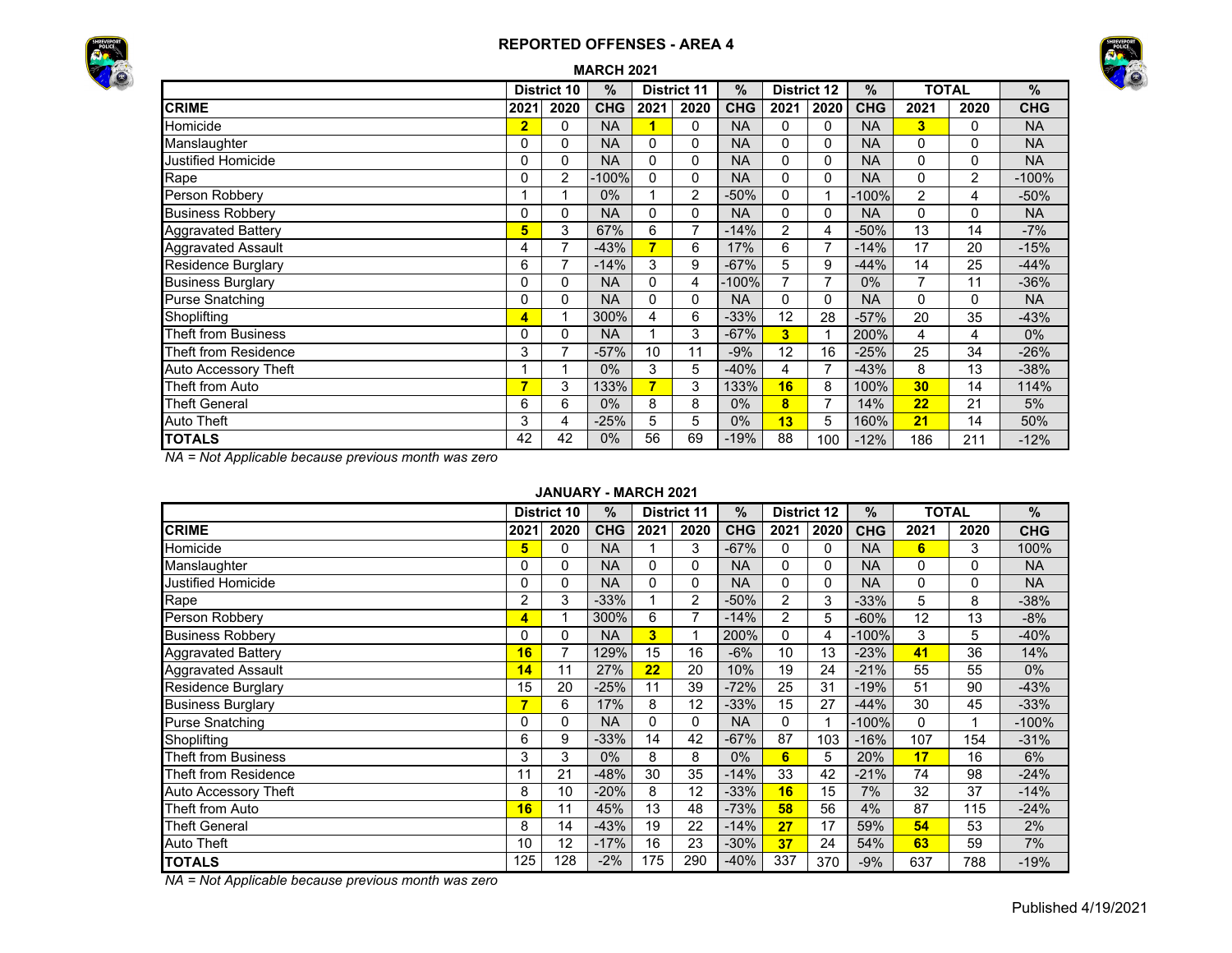## REPORTED OFFENSES - AREA 4

### MARCH 2021

| | District 10 | | % | District 11 | | % | District 12 | | % | TOTAL | | % |
|---|---|---|---|---|---|---|---|---|---|---|---|---|
| **CRIME** | **2021** | **2020** | **CHG** | **2021** | **2020** | **CHG** | **2021** | **2020** | **CHG** | **2021** | **2020** | **CHG** |
| Homicide | **2** | 0 | NA | **1** | 0 | NA | 0 | 0 | NA | **3** | 0 | NA |
| Manslaughter | 0 | 0 | NA | 0 | 0 | NA | 0 | 0 | NA | 0 | 0 | NA |
| Justified Homicide | 0 | 0 | NA | 0 | 0 | NA | 0 | 0 | NA | 0 | 0 | NA |
| Rape | 0 | 2 | -100% | 0 | 0 | NA | 0 | 0 | NA | 0 | 2 | -100% |
| Person Robbery | 1 | 1 | 0% | 1 | 2 | -50% | 0 | 1 | -100% | 2 | 4 | -50% |
| Business Robbery | 0 | 0 | NA | 0 | 0 | NA | 0 | 0 | NA | 0 | 0 | NA |
| Aggravated Battery | **5** | 3 | 67% | 6 | 7 | -14% | 2 | 4 | -50% | 13 | 14 | -7% |
| Aggravated Assault | 4 | 7 | -43% | **7** | 6 | 17% | 6 | 7 | -14% | 17 | 20 | -15% |
| Residence Burglary | 6 | 7 | -14% | 3 | 9 | -67% | 5 | 9 | -44% | 14 | 25 | -44% |
| Business Burglary | 0 | 0 | NA | 0 | 4 | -100% | 7 | 7 | 0% | 7 | 11 | -36% |
| Purse Snatching | 0 | 0 | NA | 0 | 0 | NA | 0 | 0 | NA | 0 | 0 | NA |
| Shoplifting | **4** | 1 | 300% | 4 | 6 | -33% | 12 | 28 | -57% | 20 | 35 | -43% |
| Theft from Business | 0 | 0 | NA | 1 | 3 | -67% | **3** | 1 | 200% | 4 | 4 | 0% |
| Theft from Residence | 3 | 7 | -57% | 10 | 11 | -9% | 12 | 16 | -25% | 25 | 34 | -26% |
| Auto Accessory Theft | 1 | 1 | 0% | 3 | 5 | -40% | 4 | 7 | -43% | 8 | 13 | -38% |
| Theft from Auto | **7** | 3 | 133% | **7** | 3 | 133% | **16** | 8 | 100% | **30** | 14 | 114% |
| Theft General | 6 | 6 | 0% | 8 | 8 | 0% | **8** | 7 | 14% | **22** | 21 | 5% |
| Auto Theft | 3 | 4 | -25% | 5 | 5 | 0% | **13** | 5 | 160% | **21** | 14 | 50% |
| **TOTALS** | 42 | 42 | 0% | 56 | 69 | -19% | 88 | 100 | -12% | 186 | 211 | -12% |

*NA = Not Applicable because previous month was zero*

### JANUARY - MARCH 2021

| | District 10 | | % | District 11 | | % | District 12 | | % | TOTAL | | % |
|---|---|---|---|---|---|---|---|---|---|---|---|---|
| **CRIME** | **2021** | **2020** | **CHG** | **2021** | **2020** | **CHG** | **2021** | **2020** | **CHG** | **2021** | **2020** | **CHG** |
| Homicide | **5** | 0 | NA | 1 | 3 | -67% | 0 | 0 | NA | **6** | 3 | 100% |
| Manslaughter | 0 | 0 | NA | 0 | 0 | NA | 0 | 0 | NA | 0 | 0 | NA |
| Justified Homicide | 0 | 0 | NA | 0 | 0 | NA | 0 | 0 | NA | 0 | 0 | NA |
| Rape | 2 | 3 | -33% | 1 | 2 | -50% | 2 | 3 | -33% | 5 | 8 | -38% |
| Person Robbery | **4** | 1 | 300% | 6 | 7 | -14% | 2 | 5 | -60% | 12 | 13 | -8% |
| Business Robbery | 0 | 0 | NA | **3** | 1 | 200% | 0 | 4 | -100% | 3 | 5 | -40% |
| Aggravated Battery | **16** | 7 | 129% | 15 | 16 | -6% | 10 | 13 | -23% | **41** | 36 | 14% |
| Aggravated Assault | **14** | 11 | 27% | **22** | 20 | 10% | 19 | 24 | -21% | 55 | 55 | 0% |
| Residence Burglary | 15 | 20 | -25% | 11 | 39 | -72% | 25 | 31 | -19% | 51 | 90 | -43% |
| Business Burglary | **7** | 6 | 17% | 8 | 12 | -33% | 15 | 27 | -44% | 30 | 45 | -33% |
| Purse Snatching | 0 | 0 | NA | 0 | 0 | NA | 0 | 1 | -100% | 0 | 1 | -100% |
| Shoplifting | 6 | 9 | -33% | 14 | 42 | -67% | 87 | 103 | -16% | 107 | 154 | -31% |
| Theft from Business | 3 | 3 | 0% | 8 | 8 | 0% | **6** | 5 | 20% | **17** | 16 | 6% |
| Theft from Residence | 11 | 21 | -48% | 30 | 35 | -14% | 33 | 42 | -21% | 74 | 98 | -24% |
| Auto Accessory Theft | 8 | 10 | -20% | 8 | 12 | -33% | **16** | 15 | 7% | 32 | 37 | -14% |
| Theft from Auto | **16** | 11 | 45% | 13 | 48 | -73% | **58** | 56 | 4% | 87 | 115 | -24% |
| Theft General | 8 | 14 | -43% | 19 | 22 | -14% | **27** | 17 | 59% | **54** | 53 | 2% |
| Auto Theft | 10 | 12 | -17% | 16 | 23 | -30% | **37** | 24 | 54% | **63** | 59 | 7% |
| **TOTALS** | 125 | 128 | -2% | 175 | 290 | -40% | 337 | 370 | -9% | 637 | 788 | -19% |

*NA = Not Applicable because previous month was zero*

Published 4/19/2021